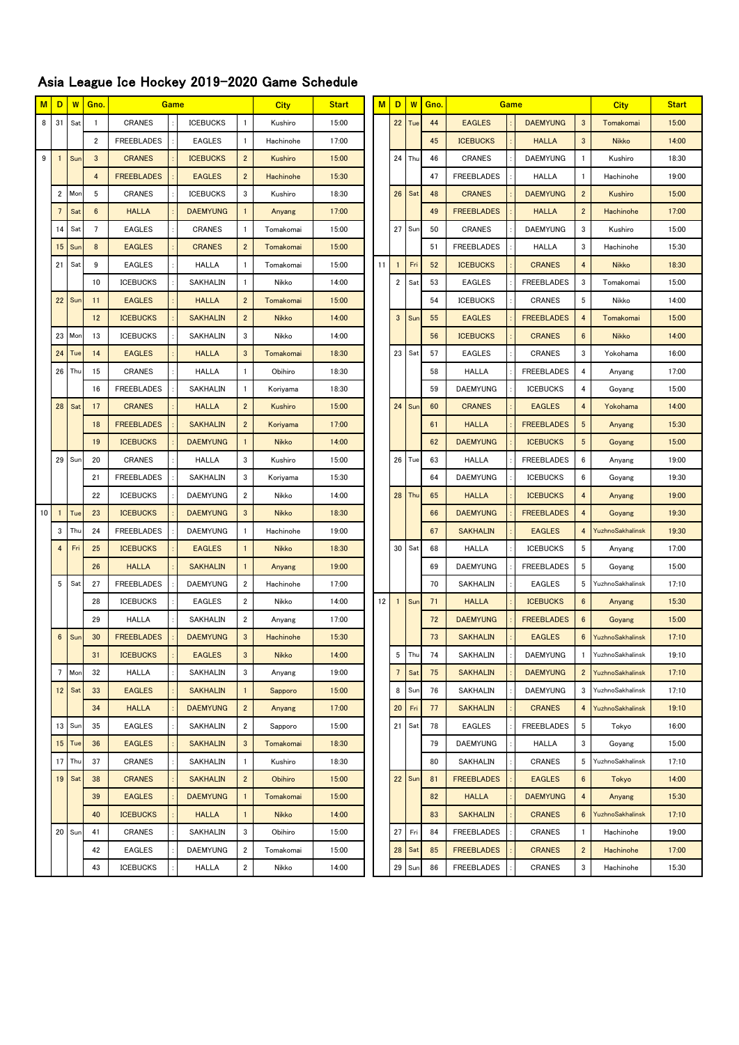# Asia League Ice Hockey 2019-2020 Game Schedule

| M | D | W | Gno. | Game | | | | City | Start |
|---|---|---|---|---|---|---|---|---|---|
| 8 | 31 | Sat | 1 | CRANES | : | ICEBUCKS | 1 | Kushiro | 15:00 |
| | | | 2 | FREEBLADES | : | EAGLES | 1 | Hachinohe | 17:00 |
| 9 | 1 | Sun | 3 | CRANES | : | ICEBUCKS | 2 | Kushiro | 15:00 |
| | | | 4 | FREEBLADES | : | EAGLES | 2 | Hachinohe | 15:30 |
| | 2 | Mon | 5 | CRANES | : | ICEBUCKS | 3 | Kushiro | 18:30 |
| | 7 | Sat | 6 | HALLA | : | DAEMYUNG | 1 | Anyang | 17:00 |
| | 14 | Sat | 7 | EAGLES | : | CRANES | 1 | Tomakomai | 15:00 |
| | 15 | Sun | 8 | EAGLES | : | CRANES | 2 | Tomakomai | 15:00 |
| | 21 | Sat | 9 | EAGLES | : | HALLA | 1 | Tomakomai | 15:00 |
| | | | 10 | ICEBUCKS | : | SAKHALIN | 1 | Nikko | 14:00 |
| | 22 | Sun | 11 | EAGLES | : | HALLA | 2 | Tomakomai | 15:00 |
| | | | 12 | ICEBUCKS | : | SAKHALIN | 2 | Nikko | 14:00 |
| | 23 | Mon | 13 | ICEBUCKS | : | SAKHALIN | 3 | Nikko | 14:00 |
| | 24 | Tue | 14 | EAGLES | : | HALLA | 3 | Tomakomai | 18:30 |
| | 26 | Thu | 15 | CRANES | : | HALLA | 1 | Obihiro | 18:30 |
| | | | 16 | FREEBLADES | : | SAKHALIN | 1 | Koriyama | 18:30 |
| | 28 | Sat | 17 | CRANES | : | HALLA | 2 | Kushiro | 15:00 |
| | | | 18 | FREEBLADES | : | SAKHALIN | 2 | Koriyama | 17:00 |
| | | | 19 | ICEBUCKS | : | DAEMYUNG | 1 | Nikko | 14:00 |
| | 29 | Sun | 20 | CRANES | : | HALLA | 3 | Kushiro | 15:00 |
| | | | 21 | FREEBLADES | : | SAKHALIN | 3 | Koriyama | 15:30 |
| | | | 22 | ICEBUCKS | : | DAEMYUNG | 2 | Nikko | 14:00 |
| 10 | 1 | Tue | 23 | ICEBUCKS | : | DAEMYUNG | 3 | Nikko | 18:30 |
| | 3 | Thu | 24 | FREEBLADES | : | DAEMYUNG | 1 | Hachinohe | 19:00 |
| | 4 | Fri | 25 | ICEBUCKS | : | EAGLES | 1 | Nikko | 18:30 |
| | | | 26 | HALLA | : | SAKHALIN | 1 | Anyang | 19:00 |
| | 5 | Sat | 27 | FREEBLADES | : | DAEMYUNG | 2 | Hachinohe | 17:00 |
| | | | 28 | ICEBUCKS | : | EAGLES | 2 | Nikko | 14:00 |
| | | | 29 | HALLA | : | SAKHALIN | 2 | Anyang | 17:00 |
| | 6 | Sun | 30 | FREEBLADES | : | DAEMYUNG | 3 | Hachinohe | 15:30 |
| | | | 31 | ICEBUCKS | : | EAGLES | 3 | Nikko | 14:00 |
| | 7 | Mon | 32 | HALLA | : | SAKHALIN | 3 | Anyang | 19:00 |
| | 12 | Sat | 33 | EAGLES | : | SAKHALIN | 1 | Sapporo | 15:00 |
| | | | 34 | HALLA | : | DAEMYUNG | 2 | Anyang | 17:00 |
| | 13 | Sun | 35 | EAGLES | : | SAKHALIN | 2 | Sapporo | 15:00 |
| | 15 | Tue | 36 | EAGLES | : | SAKHALIN | 3 | Tomakomai | 18:30 |
| | 17 | Thu | 37 | CRANES | : | SAKHALIN | 1 | Kushiro | 18:30 |
| | 19 | Sat | 38 | CRANES | : | SAKHALIN | 2 | Obihiro | 15:00 |
| | | | 39 | EAGLES | : | DAEMYUNG | 1 | Tomakomai | 15:00 |
| | | | 40 | ICEBUCKS | : | HALLA | 1 | Nikko | 14:00 |
| | 20 | Sun | 41 | CRANES | : | SAKHALIN | 3 | Obihiro | 15:00 |
| | | | 42 | EAGLES | : | DAEMYUNG | 2 | Tomakomai | 15:00 |
| | | | 43 | ICEBUCKS | : | HALLA | 2 | Nikko | 14:00 |
| | 22 | Tue | 44 | EAGLES | : | DAEMYUNG | 3 | Tomakomai | 15:00 |
| | | | 45 | ICEBUCKS | : | HALLA | 3 | Nikko | 14:00 |
| | 24 | Thu | 46 | CRANES | : | DAEMYUNG | 1 | Kushiro | 18:30 |
| | | | 47 | FREEBLADES | : | HALLA | 1 | Hachinohe | 19:00 |
| | 26 | Sat | 48 | CRANES | : | DAEMYUNG | 2 | Kushiro | 15:00 |
| | | | 49 | FREEBLADES | : | HALLA | 2 | Hachinohe | 17:00 |
| | 27 | Sun | 50 | CRANES | : | DAEMYUNG | 3 | Kushiro | 15:00 |
| | | | 51 | FREEBLADES | : | HALLA | 3 | Hachinohe | 15:30 |
| 11 | 1 | Fri | 52 | ICEBUCKS | : | CRANES | 4 | Nikko | 18:30 |
| | 2 | Sat | 53 | EAGLES | : | FREEBLADES | 3 | Tomakomai | 15:00 |
| | | | 54 | ICEBUCKS | : | CRANES | 5 | Nikko | 14:00 |
| | 3 | Sun | 55 | EAGLES | : | FREEBLADES | 4 | Tomakomai | 15:00 |
| | | | 56 | ICEBUCKS | : | CRANES | 6 | Nikko | 14:00 |
| | 23 | Sat | 57 | EAGLES | : | CRANES | 3 | Yokohama | 16:00 |
| | | | 58 | HALLA | : | FREEBLADES | 4 | Anyang | 17:00 |
| | | | 59 | DAEMYUNG | : | ICEBUCKS | 4 | Goyang | 15:00 |
| | 24 | Sun | 60 | CRANES | : | EAGLES | 4 | Yokohama | 14:00 |
| | | | 61 | HALLA | : | FREEBLADES | 5 | Anyang | 15:30 |
| | | | 62 | DAEMYUNG | : | ICEBUCKS | 5 | Goyang | 15:00 |
| | 26 | Tue | 63 | HALLA | : | FREEBLADES | 6 | Anyang | 19:00 |
| | | | 64 | DAEMYUNG | : | ICEBUCKS | 6 | Goyang | 19:30 |
| | 28 | Thu | 65 | HALLA | : | ICEBUCKS | 4 | Anyang | 19:00 |
| | | | 66 | DAEMYUNG | : | FREEBLADES | 4 | Goyang | 19:30 |
| | | | 67 | SAKHALIN | : | EAGLES | 4 | YuzhnoSakhalinsk | 19:30 |
| | 30 | Sat | 68 | HALLA | : | ICEBUCKS | 5 | Anyang | 17:00 |
| | | | 69 | DAEMYUNG | : | FREEBLADES | 5 | Goyang | 15:00 |
| | | | 70 | SAKHALIN | : | EAGLES | 5 | YuzhnoSakhalinsk | 17:10 |
| 12 | 1 | Sun | 71 | HALLA | : | ICEBUCKS | 6 | Anyang | 15:30 |
| | | | 72 | DAEMYUNG | : | FREEBLADES | 6 | Goyang | 15:00 |
| | | | 73 | SAKHALIN | : | EAGLES | 6 | YuzhnoSakhalinsk | 17:10 |
| | 5 | Thu | 74 | SAKHALIN | : | DAEMYUNG | 1 | YuzhnoSakhalinsk | 19:10 |
| | 7 | Sat | 75 | SAKHALIN | : | DAEMYUNG | 2 | YuzhnoSakhalinsk | 17:10 |
| | 8 | Sun | 76 | SAKHALIN | : | DAEMYUNG | 3 | YuzhnoSakhalinsk | 17:10 |
| | 20 | Fri | 77 | SAKHALIN | : | CRANES | 4 | YuzhnoSakhalinsk | 19:10 |
| | 21 | Sat | 78 | EAGLES | : | FREEBLADES | 5 | Tokyo | 16:00 |
| | | | 79 | DAEMYUNG | : | HALLA | 3 | Goyang | 15:00 |
| | | | 80 | SAKHALIN | : | CRANES | 5 | YuzhnoSakhalinsk | 17:10 |
| | 22 | Sun | 81 | FREEBLADES | : | EAGLES | 6 | Tokyo | 14:00 |
| | | | 82 | HALLA | : | DAEMYUNG | 4 | Anyang | 15:30 |
| | | | 83 | SAKHALIN | : | CRANES | 6 | YuzhnoSakhalinsk | 17:10 |
| | 27 | Fri | 84 | FREEBLADES | : | CRANES | 1 | Hachinohe | 19:00 |
| | 28 | Sat | 85 | FREEBLADES | : | CRANES | 2 | Hachinohe | 17:00 |
| | 29 | Sun | 86 | FREEBLADES | : | CRANES | 3 | Hachinohe | 15:30 |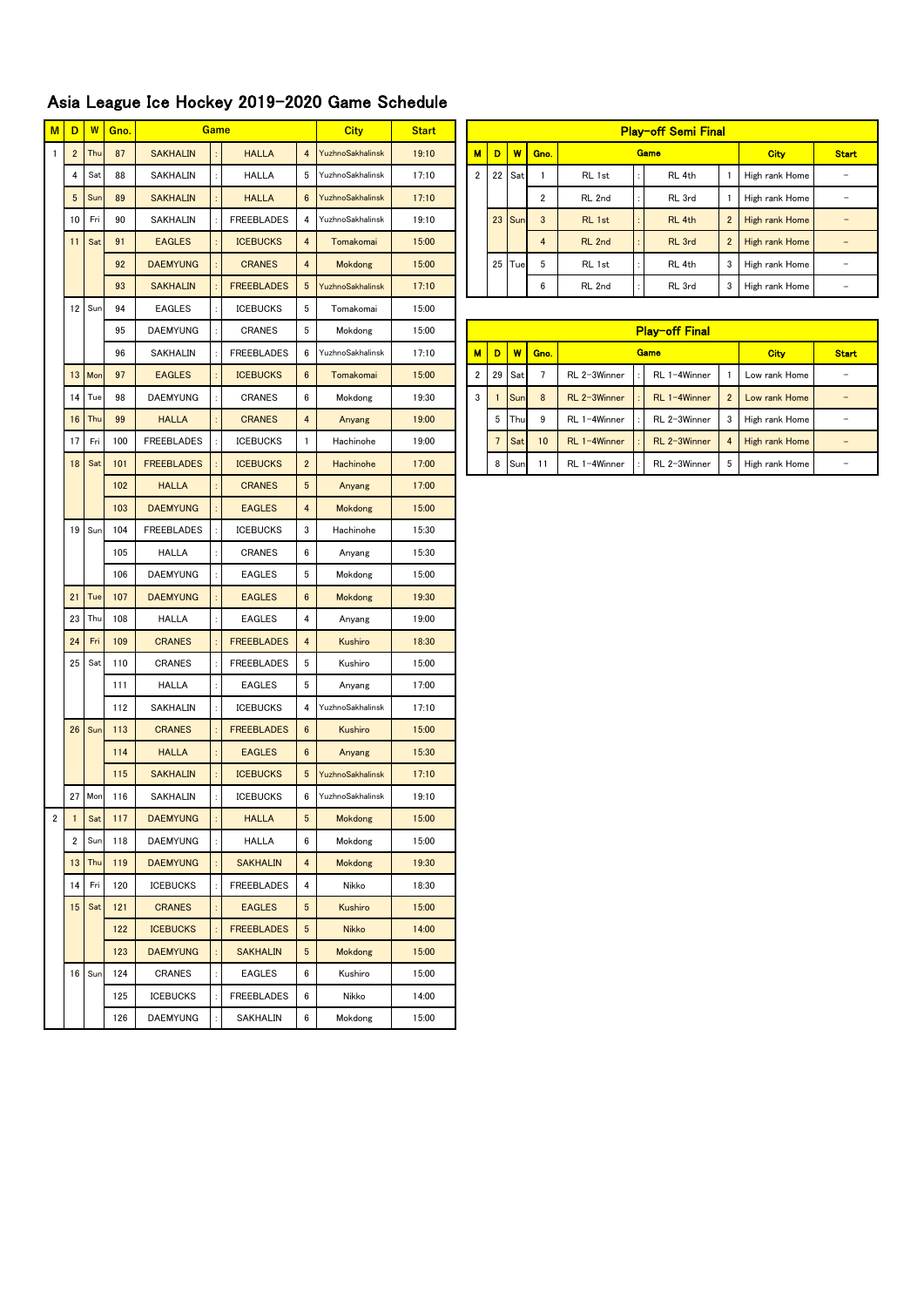# Asia League Ice Hockey 2019-2020 Game Schedule

| M | D | W | Gno. | Game | : | Game | | City | Start |
|---|---|---|---|---|---|---|---|---|---|
| 1 | 2 | Thu | 87 | SAKHALIN | : | HALLA | 4 | YuzhnoSakhalinsk | 19:10 |
| | 4 | Sat | 88 | SAKHALIN | : | HALLA | 5 | YuzhnoSakhalinsk | 17:10 |
| | 5 | Sun | 89 | SAKHALIN | : | HALLA | 6 | YuzhnoSakhalinsk | 17:10 |
| | 10 | Fri | 90 | SAKHALIN | : | FREEBLADES | 4 | YuzhnoSakhalinsk | 19:10 |
| | 11 | Sat | 91 | EAGLES | : | ICEBUCKS | 4 | Tomakomai | 15:00 |
| | | | 92 | DAEMYUNG | : | CRANES | 4 | Mokdong | 15:00 |
| | | | 93 | SAKHALIN | : | FREEBLADES | 5 | YuzhnoSakhalinsk | 17:10 |
| | 12 | Sun | 94 | EAGLES | : | ICEBUCKS | 5 | Tomakomai | 15:00 |
| | | | 95 | DAEMYUNG | : | CRANES | 5 | Mokdong | 15:00 |
| | | | 96 | SAKHALIN | : | FREEBLADES | 6 | YuzhnoSakhalinsk | 17:10 |
| | 13 | Mon | 97 | EAGLES | : | ICEBUCKS | 6 | Tomakomai | 15:00 |
| | 14 | Tue | 98 | DAEMYUNG | : | CRANES | 6 | Mokdong | 19:30 |
| | 16 | Thu | 99 | HALLA | : | CRANES | 4 | Anyang | 19:00 |
| | 17 | Fri | 100 | FREEBLADES | : | ICEBUCKS | 1 | Hachinohe | 19:00 |
| | 18 | Sat | 101 | FREEBLADES | : | ICEBUCKS | 2 | Hachinohe | 17:00 |
| | | | 102 | HALLA | : | CRANES | 5 | Anyang | 17:00 |
| | | | 103 | DAEMYUNG | : | EAGLES | 4 | Mokdong | 15:00 |
| | 19 | Sun | 104 | FREEBLADES | : | ICEBUCKS | 3 | Hachinohe | 15:30 |
| | | | 105 | HALLA | : | CRANES | 6 | Anyang | 15:30 |
| | | | 106 | DAEMYUNG | : | EAGLES | 5 | Mokdong | 15:00 |
| | 21 | Tue | 107 | DAEMYUNG | : | EAGLES | 6 | Mokdong | 19:30 |
| | 23 | Thu | 108 | HALLA | : | EAGLES | 4 | Anyang | 19:00 |
| | 24 | Fri | 109 | CRANES | : | FREEBLADES | 4 | Kushiro | 18:30 |
| | 25 | Sat | 110 | CRANES | : | FREEBLADES | 5 | Kushiro | 15:00 |
| | | | 111 | HALLA | : | EAGLES | 5 | Anyang | 17:00 |
| | | | 112 | SAKHALIN | : | ICEBUCKS | 4 | YuzhnoSakhalinsk | 17:10 |
| | 26 | Sun | 113 | CRANES | : | FREEBLADES | 6 | Kushiro | 15:00 |
| | | | 114 | HALLA | : | EAGLES | 6 | Anyang | 15:30 |
| | | | 115 | SAKHALIN | : | ICEBUCKS | 5 | YuzhnoSakhalinsk | 17:10 |
| | 27 | Mon | 116 | SAKHALIN | : | ICEBUCKS | 6 | YuzhnoSakhalinsk | 19:10 |
| 2 | 1 | Sat | 117 | DAEMYUNG | : | HALLA | 5 | Mokdong | 15:00 |
| | 2 | Sun | 118 | DAEMYUNG | : | HALLA | 6 | Mokdong | 15:00 |
| | 13 | Thu | 119 | DAEMYUNG | : | SAKHALIN | 4 | Mokdong | 19:30 |
| | 14 | Fri | 120 | ICEBUCKS | : | FREEBLADES | 4 | Nikko | 18:30 |
| | 15 | Sat | 121 | CRANES | : | EAGLES | 5 | Kushiro | 15:00 |
| | | | 122 | ICEBUCKS | : | FREEBLADES | 5 | Nikko | 14:00 |
| | | | 123 | DAEMYUNG | : | SAKHALIN | 5 | Mokdong | 15:00 |
| | 16 | Sun | 124 | CRANES | : | EAGLES | 6 | Kushiro | 15:00 |
| | | | 125 | ICEBUCKS | : | FREEBLADES | 6 | Nikko | 14:00 |
| | | | 126 | DAEMYUNG | : | SAKHALIN | 6 | Mokdong | 15:00 |

## Play-off Semi Final

| M | D | W | Gno. | Game | : | Game | | City | Start |
|---|---|---|---|---|---|---|---|---|---|
| 2 | 22 | Sat | 1 | RL 1st | : | RL 4th | 1 | High rank Home | – |
| | | | 2 | RL 2nd | : | RL 3rd | 1 | High rank Home | – |
| | 23 | Sun | 3 | RL 1st | : | RL 4th | 2 | High rank Home | – |
| | | | 4 | RL 2nd | : | RL 3rd | 2 | High rank Home | – |
| | 25 | Tue | 5 | RL 1st | : | RL 4th | 3 | High rank Home | – |
| | | | 6 | RL 2nd | : | RL 3rd | 3 | High rank Home | – |

## Play-off Final

| M | D | W | Gno. | Game | : | Game | | City | Start |
|---|---|---|---|---|---|---|---|---|---|
| 2 | 29 | Sat | 7 | RL 2-3Winner | : | RL 1-4Winner | 1 | Low rank Home | – |
| 3 | 1 | Sun | 8 | RL 2-3Winner | : | RL 1-4Winner | 2 | Low rank Home | – |
| | 5 | Thu | 9 | RL 1-4Winner | : | RL 2-3Winner | 3 | High rank Home | – |
| | 7 | Sat | 10 | RL 1-4Winner | : | RL 2-3Winner | 4 | High rank Home | – |
| | 8 | Sun | 11 | RL 1-4Winner | : | RL 2-3Winner | 5 | High rank Home | – |